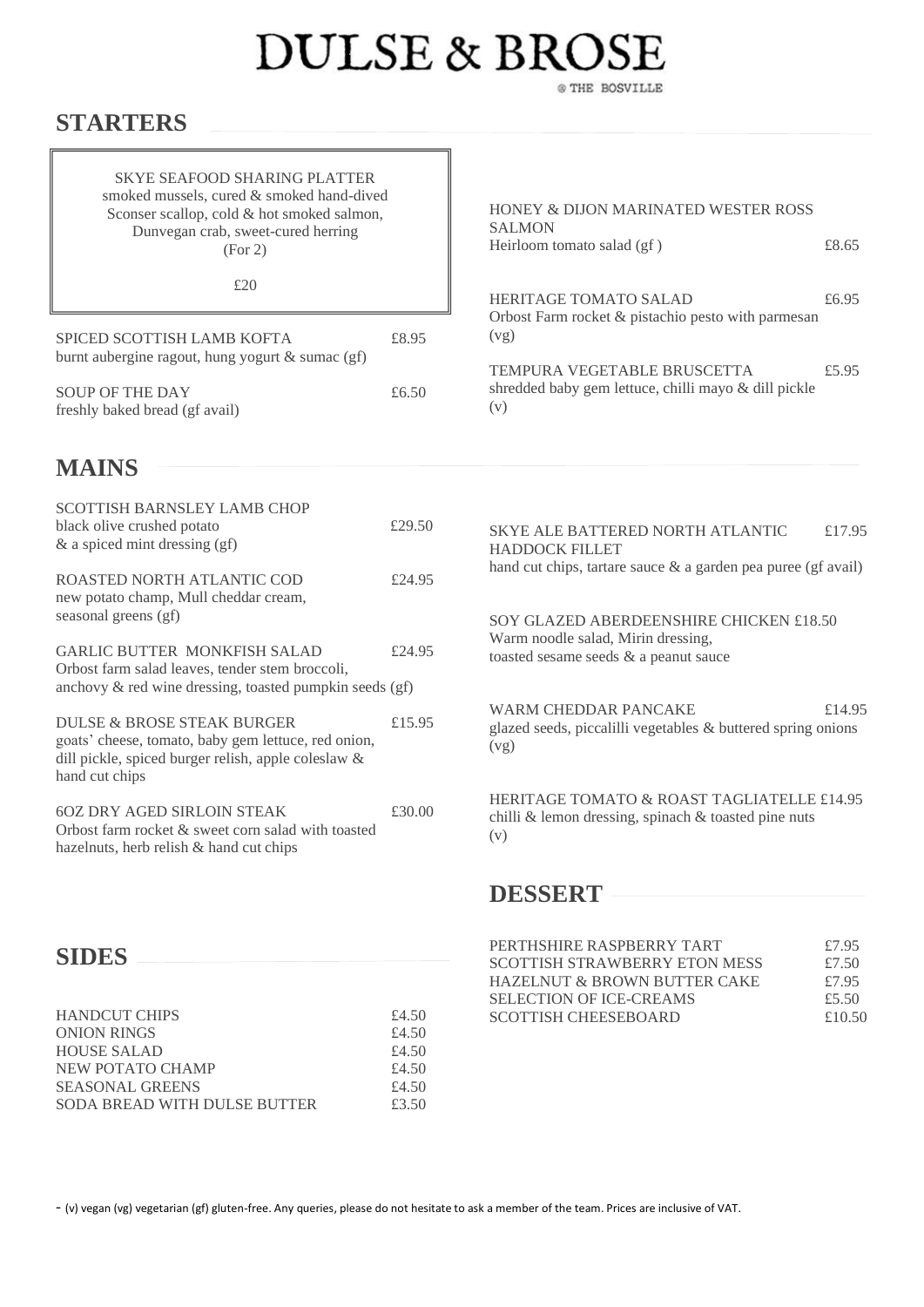# DULSE & BROSE

@ THE BOSVILLE

## STARTERS

SKYE SEAFOOD SHARING PLATTER
smoked mussels, cured & smoked hand-dived Sconser scallop, cold & hot smoked salmon, Dunvegan crab, sweet-cured herring
(For 2)

£20

SPICED SCOTTISH LAMB KOFTA — £8.95
burnt aubergine ragout, hung yogurt & sumac (gf)

SOUP OF THE DAY — £6.50
freshly baked bread (gf avail)

HONEY & DIJON MARINATED WESTER ROSS SALMON — £8.65
Heirloom tomato salad (gf )

HERITAGE TOMATO SALAD — £6.95
Orbost Farm rocket & pistachio pesto with parmesan (vg)

TEMPURA VEGETABLE BRUSCETTA — £5.95
shredded baby gem lettuce, chilli mayo & dill pickle (v)

## MAINS

SCOTTISH BARNSLEY LAMB CHOP — £29.50
black olive crushed potato & a spiced mint dressing (gf)

ROASTED NORTH ATLANTIC COD — £24.95
new potato champ, Mull cheddar cream, seasonal greens (gf)

GARLIC BUTTER MONKFISH SALAD — £24.95
Orbost farm salad leaves, tender stem broccoli, anchovy & red wine dressing, toasted pumpkin seeds (gf)

DULSE & BROSE STEAK BURGER — £15.95
goats' cheese, tomato, baby gem lettuce, red onion, dill pickle, spiced burger relish, apple coleslaw & hand cut chips

6OZ DRY AGED SIRLOIN STEAK — £30.00
Orbost farm rocket & sweet corn salad with toasted hazelnuts, herb relish & hand cut chips

SKYE ALE BATTERED NORTH ATLANTIC HADDOCK FILLET — £17.95
hand cut chips, tartare sauce & a garden pea puree (gf avail)

SOY GLAZED ABERDEENSHIRE CHICKEN — £18.50
Warm noodle salad, Mirin dressing, toasted sesame seeds & a peanut sauce

WARM CHEDDAR PANCAKE — £14.95
glazed seeds, piccalilli vegetables & buttered spring onions (vg)

HERITAGE TOMATO & ROAST TAGLIATELLE — £14.95
chilli & lemon dressing, spinach & toasted pine nuts (v)

## DESSERT

| | |
|---|---|
| PERTHSHIRE RASPBERRY TART | £7.95 |
| SCOTTISH STRAWBERRY ETON MESS | £7.50 |
| HAZELNUT & BROWN BUTTER CAKE | £7.95 |
| SELECTION OF ICE-CREAMS | £5.50 |
| SCOTTISH CHEESEBOARD | £10.50 |

## SIDES

| | |
|---|---|
| HANDCUT CHIPS | £4.50 |
| ONION RINGS | £4.50 |
| HOUSE SALAD | £4.50 |
| NEW POTATO CHAMP | £4.50 |
| SEASONAL GREENS | £4.50 |
| SODA BREAD WITH DULSE BUTTER | £3.50 |

- (v) vegan (vg) vegetarian (gf) gluten-free. Any queries, please do not hesitate to ask a member of the team. Prices are inclusive of VAT.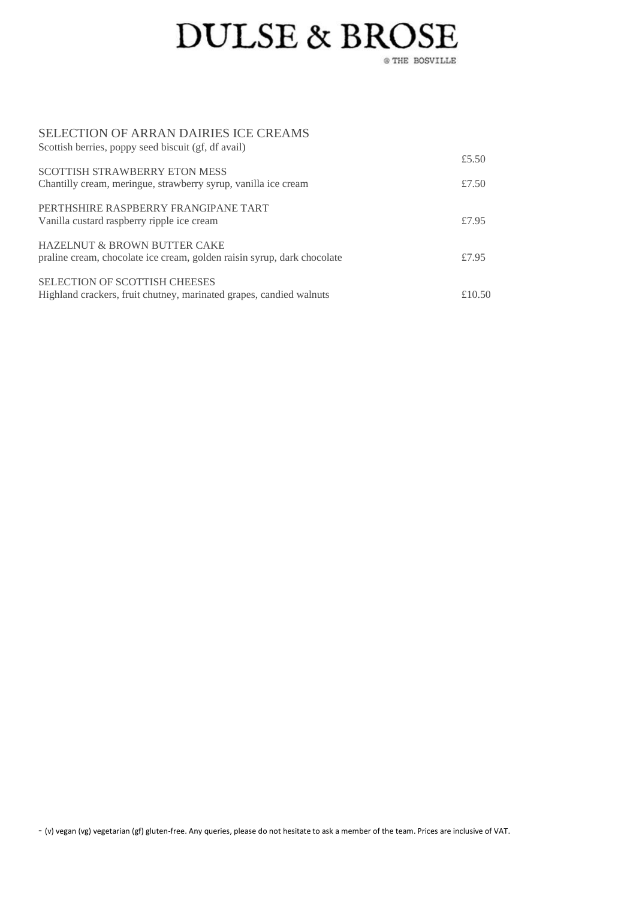# DULSE & BROSE

@ THE BOSVILLE

SELECTION OF ARRAN DAIRIES ICE CREAMS
Scottish berries, poppy seed biscuit (gf, df avail) £5.50

SCOTTISH STRAWBERRY ETON MESS
Chantilly cream, meringue, strawberry syrup, vanilla ice cream £7.50

PERTHSHIRE RASPBERRY FRANGIPANE TART
Vanilla custard raspberry ripple ice cream £7.95

HAZELNUT & BROWN BUTTER CAKE
praline cream, chocolate ice cream, golden raisin syrup, dark chocolate £7.95

SELECTION OF SCOTTISH CHEESES
Highland crackers, fruit chutney, marinated grapes, candied walnuts £10.50

- (v) vegan (vg) vegetarian (gf) gluten-free. Any queries, please do not hesitate to ask a member of the team. Prices are inclusive of VAT.